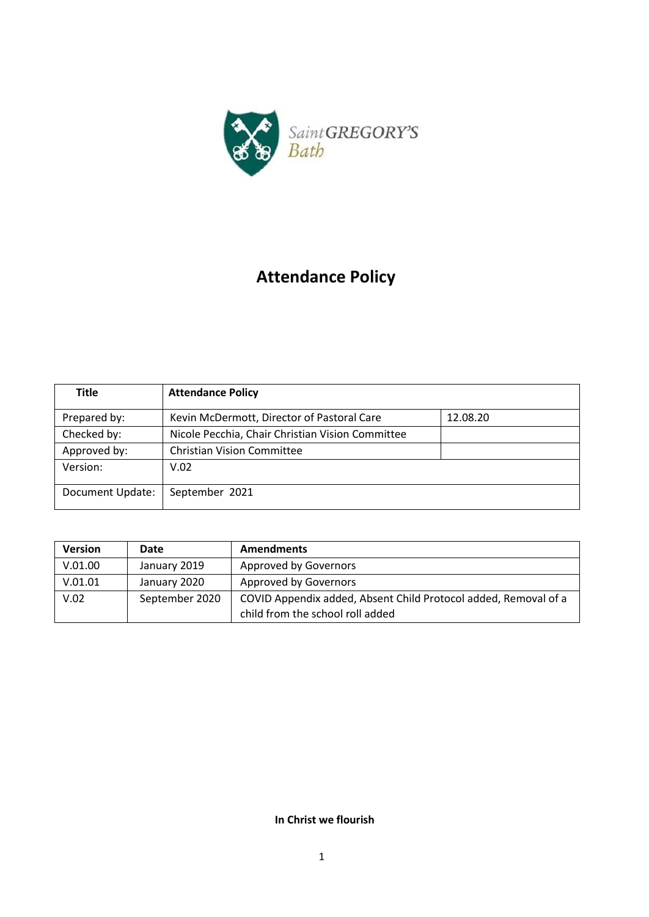Saint GREGORY'S Bath

# Attendance Policy

| Title | Attendance Policy | |
|---|---|---|
| Prepared by: | Kevin McDermott, Director of Pastoral Care | 12.08.20 |
| Checked by: | Nicole Pecchia, Chair Christian Vision Committee | |
| Approved by: | Christian Vision Committee | |
| Version: | V.02 | |
| Document Update: | September 2021 | |

| Version | Date | Amendments |
|---|---|---|
| V.01.00 | January 2019 | Approved by Governors |
| V.01.01 | January 2020 | Approved by Governors |
| V.02 | September 2020 | COVID Appendix added, Absent Child Protocol added, Removal of a child from the school roll added |

**In Christ we flourish**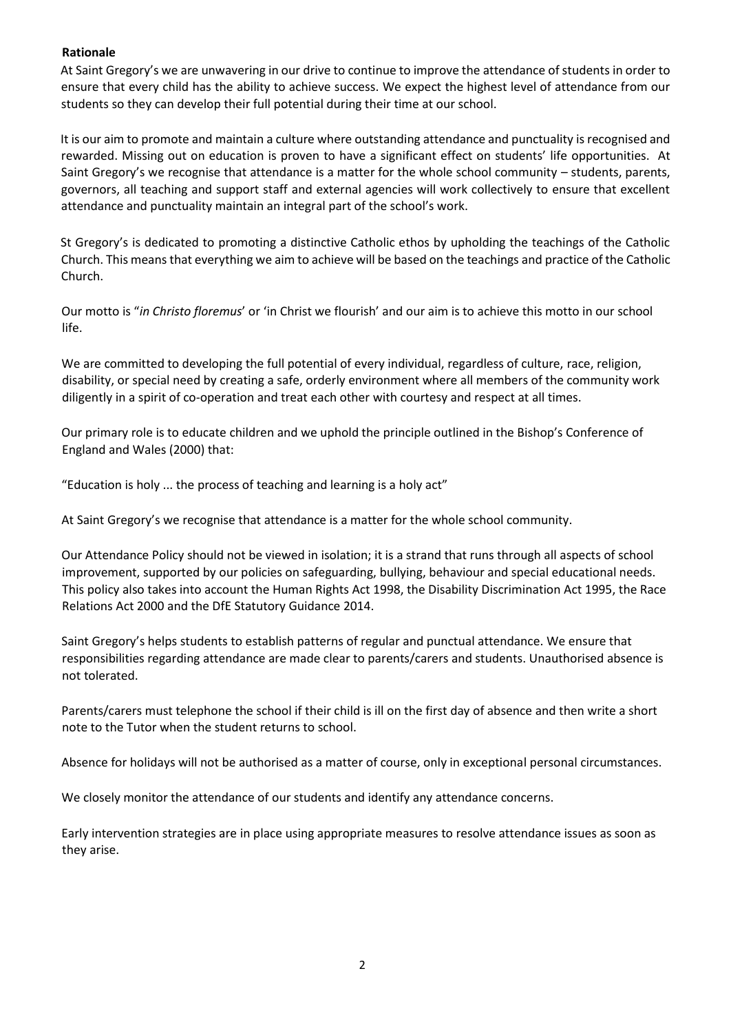**Rationale**

At Saint Gregory's we are unwavering in our drive to continue to improve the attendance of students in order to ensure that every child has the ability to achieve success. We expect the highest level of attendance from our students so they can develop their full potential during their time at our school.

It is our aim to promote and maintain a culture where outstanding attendance and punctuality is recognised and rewarded. Missing out on education is proven to have a significant effect on students' life opportunities. At Saint Gregory's we recognise that attendance is a matter for the whole school community – students, parents, governors, all teaching and support staff and external agencies will work collectively to ensure that excellent attendance and punctuality maintain an integral part of the school's work.

St Gregory's is dedicated to promoting a distinctive Catholic ethos by upholding the teachings of the Catholic Church. This means that everything we aim to achieve will be based on the teachings and practice of the Catholic Church.

Our motto is "*in Christo floremus*' or 'in Christ we flourish' and our aim is to achieve this motto in our school life.

We are committed to developing the full potential of every individual, regardless of culture, race, religion, disability, or special need by creating a safe, orderly environment where all members of the community work diligently in a spirit of co-operation and treat each other with courtesy and respect at all times.

Our primary role is to educate children and we uphold the principle outlined in the Bishop's Conference of England and Wales (2000) that:

"Education is holy ... the process of teaching and learning is a holy act"

At Saint Gregory's we recognise that attendance is a matter for the whole school community.

Our Attendance Policy should not be viewed in isolation; it is a strand that runs through all aspects of school improvement, supported by our policies on safeguarding, bullying, behaviour and special educational needs. This policy also takes into account the Human Rights Act 1998, the Disability Discrimination Act 1995, the Race Relations Act 2000 and the DfE Statutory Guidance 2014.

Saint Gregory's helps students to establish patterns of regular and punctual attendance. We ensure that responsibilities regarding attendance are made clear to parents/carers and students. Unauthorised absence is not tolerated.

Parents/carers must telephone the school if their child is ill on the first day of absence and then write a short note to the Tutor when the student returns to school.

Absence for holidays will not be authorised as a matter of course, only in exceptional personal circumstances.

We closely monitor the attendance of our students and identify any attendance concerns.

Early intervention strategies are in place using appropriate measures to resolve attendance issues as soon as they arise.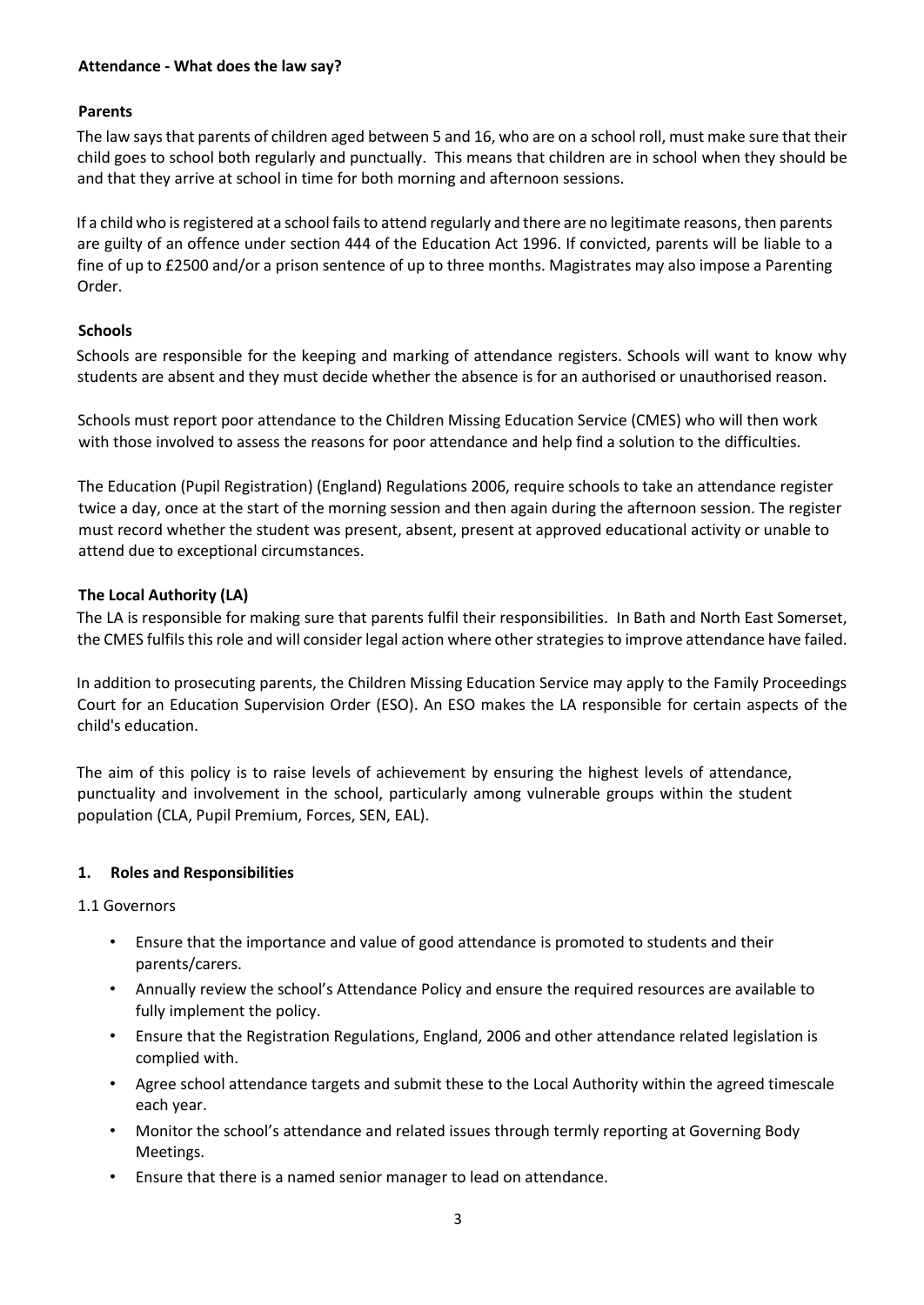**Attendance - What does the law say?**

**Parents**

The law says that parents of children aged between 5 and 16, who are on a school roll, must make sure that their child goes to school both regularly and punctually. This means that children are in school when they should be and that they arrive at school in time for both morning and afternoon sessions.

If a child who is registered at a school fails to attend regularly and there are no legitimate reasons, then parents are guilty of an offence under section 444 of the Education Act 1996. If convicted, parents will be liable to a fine of up to £2500 and/or a prison sentence of up to three months. Magistrates may also impose a Parenting Order.

**Schools**

Schools are responsible for the keeping and marking of attendance registers. Schools will want to know why students are absent and they must decide whether the absence is for an authorised or unauthorised reason.

Schools must report poor attendance to the Children Missing Education Service (CMES) who will then work with those involved to assess the reasons for poor attendance and help find a solution to the difficulties.

The Education (Pupil Registration) (England) Regulations 2006, require schools to take an attendance register twice a day, once at the start of the morning session and then again during the afternoon session. The register must record whether the student was present, absent, present at approved educational activity or unable to attend due to exceptional circumstances.

**The Local Authority (LA)**

The LA is responsible for making sure that parents fulfil their responsibilities. In Bath and North East Somerset, the CMES fulfils this role and will consider legal action where other strategies to improve attendance have failed.

In addition to prosecuting parents, the Children Missing Education Service may apply to the Family Proceedings Court for an Education Supervision Order (ESO). An ESO makes the LA responsible for certain aspects of the child's education.

The aim of this policy is to raise levels of achievement by ensuring the highest levels of attendance, punctuality and involvement in the school, particularly among vulnerable groups within the student population (CLA, Pupil Premium, Forces, SEN, EAL).

## 1. Roles and Responsibilities

1.1 Governors

- Ensure that the importance and value of good attendance is promoted to students and their parents/carers.
- Annually review the school's Attendance Policy and ensure the required resources are available to fully implement the policy.
- Ensure that the Registration Regulations, England, 2006 and other attendance related legislation is complied with.
- Agree school attendance targets and submit these to the Local Authority within the agreed timescale each year.
- Monitor the school's attendance and related issues through termly reporting at Governing Body Meetings.
- Ensure that there is a named senior manager to lead on attendance.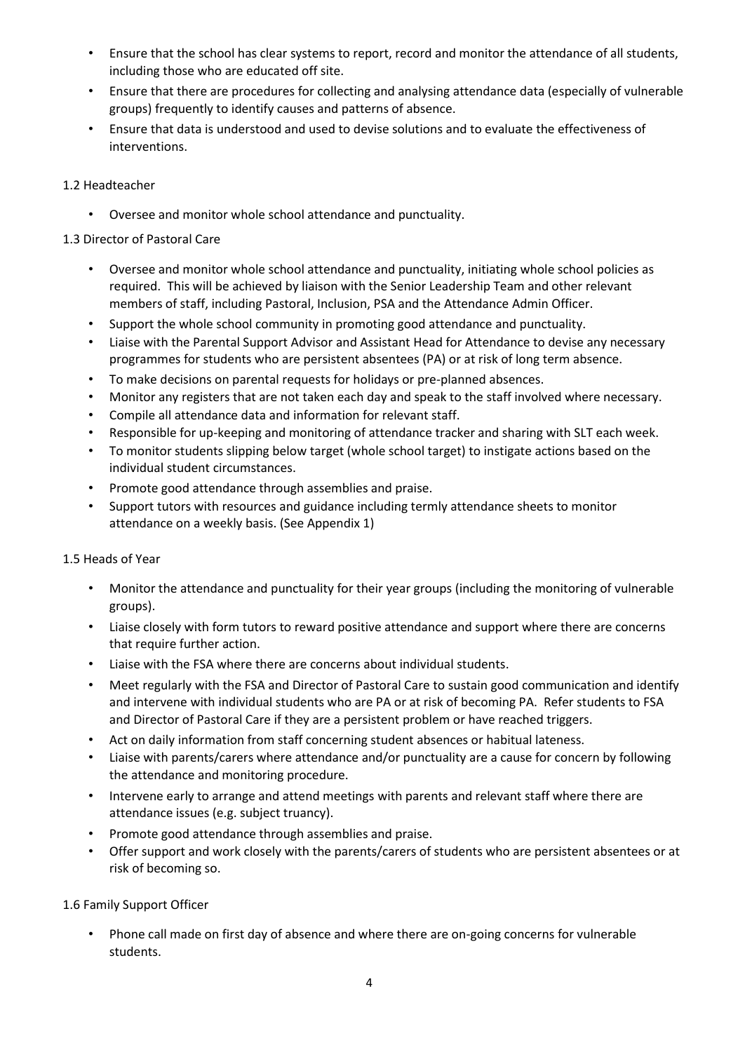- Ensure that the school has clear systems to report, record and monitor the attendance of all students, including those who are educated off site.
- Ensure that there are procedures for collecting and analysing attendance data (especially of vulnerable groups) frequently to identify causes and patterns of absence.
- Ensure that data is understood and used to devise solutions and to evaluate the effectiveness of interventions.

1.2 Headteacher

- Oversee and monitor whole school attendance and punctuality.

1.3 Director of Pastoral Care

- Oversee and monitor whole school attendance and punctuality, initiating whole school policies as required. This will be achieved by liaison with the Senior Leadership Team and other relevant members of staff, including Pastoral, Inclusion, PSA and the Attendance Admin Officer.
- Support the whole school community in promoting good attendance and punctuality.
- Liaise with the Parental Support Advisor and Assistant Head for Attendance to devise any necessary programmes for students who are persistent absentees (PA) or at risk of long term absence.
- To make decisions on parental requests for holidays or pre-planned absences.
- Monitor any registers that are not taken each day and speak to the staff involved where necessary.
- Compile all attendance data and information for relevant staff.
- Responsible for up-keeping and monitoring of attendance tracker and sharing with SLT each week.
- To monitor students slipping below target (whole school target) to instigate actions based on the individual student circumstances.
- Promote good attendance through assemblies and praise.
- Support tutors with resources and guidance including termly attendance sheets to monitor attendance on a weekly basis. (See Appendix 1)

1.5 Heads of Year

- Monitor the attendance and punctuality for their year groups (including the monitoring of vulnerable groups).
- Liaise closely with form tutors to reward positive attendance and support where there are concerns that require further action.
- Liaise with the FSA where there are concerns about individual students.
- Meet regularly with the FSA and Director of Pastoral Care to sustain good communication and identify and intervene with individual students who are PA or at risk of becoming PA. Refer students to FSA and Director of Pastoral Care if they are a persistent problem or have reached triggers.
- Act on daily information from staff concerning student absences or habitual lateness.
- Liaise with parents/carers where attendance and/or punctuality are a cause for concern by following the attendance and monitoring procedure.
- Intervene early to arrange and attend meetings with parents and relevant staff where there are attendance issues (e.g. subject truancy).
- Promote good attendance through assemblies and praise.
- Offer support and work closely with the parents/carers of students who are persistent absentees or at risk of becoming so.

1.6 Family Support Officer

- Phone call made on first day of absence and where there are on-going concerns for vulnerable students.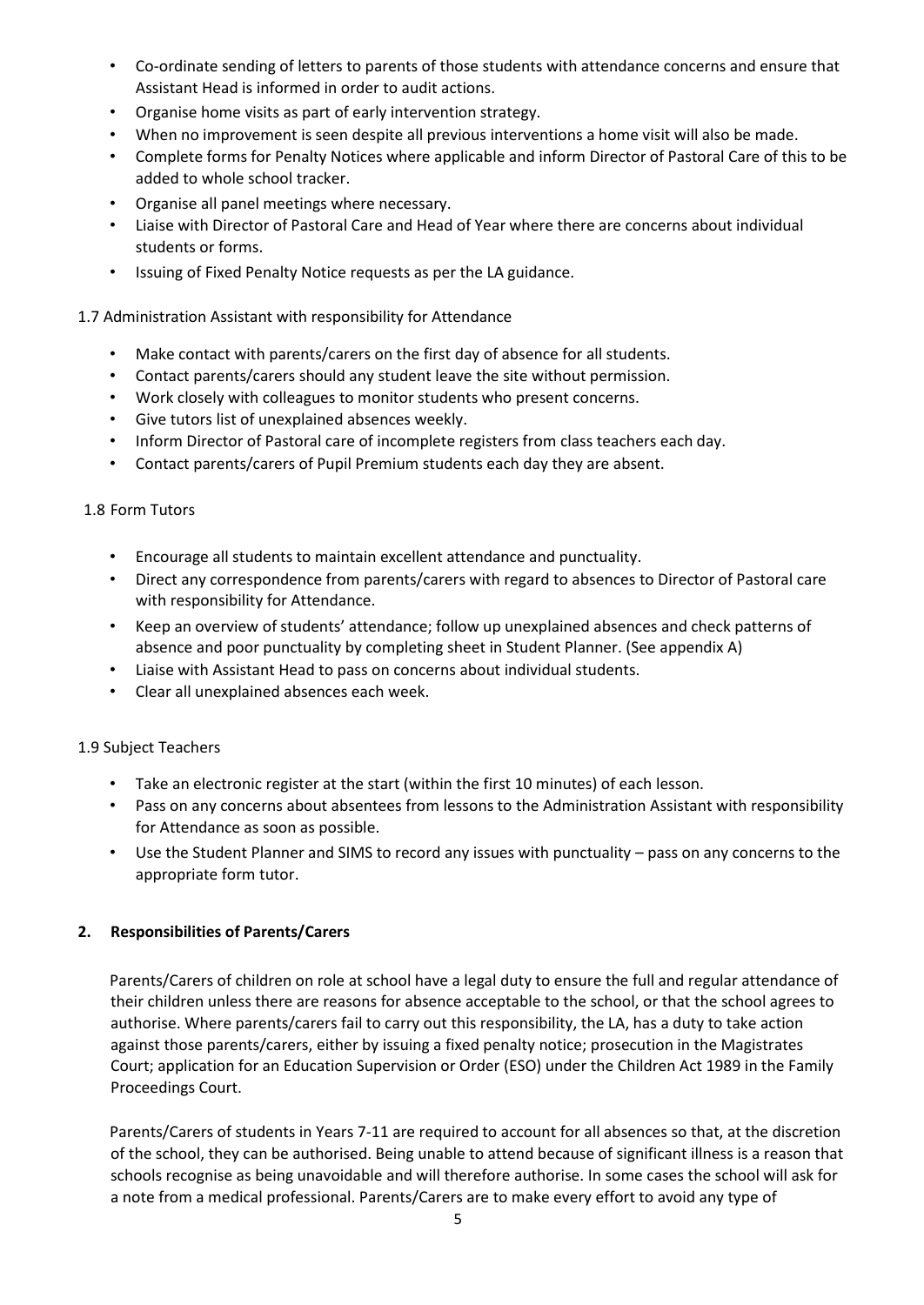- Co-ordinate sending of letters to parents of those students with attendance concerns and ensure that Assistant Head is informed in order to audit actions.
- Organise home visits as part of early intervention strategy.
- When no improvement is seen despite all previous interventions a home visit will also be made.
- Complete forms for Penalty Notices where applicable and inform Director of Pastoral Care of this to be added to whole school tracker.
- Organise all panel meetings where necessary.
- Liaise with Director of Pastoral Care and Head of Year where there are concerns about individual students or forms.
- Issuing of Fixed Penalty Notice requests as per the LA guidance.

1.7 Administration Assistant with responsibility for Attendance

- Make contact with parents/carers on the first day of absence for all students.
- Contact parents/carers should any student leave the site without permission.
- Work closely with colleagues to monitor students who present concerns.
- Give tutors list of unexplained absences weekly.
- Inform Director of Pastoral care of incomplete registers from class teachers each day.
- Contact parents/carers of Pupil Premium students each day they are absent.

1.8 Form Tutors

- Encourage all students to maintain excellent attendance and punctuality.
- Direct any correspondence from parents/carers with regard to absences to Director of Pastoral care with responsibility for Attendance.
- Keep an overview of students' attendance; follow up unexplained absences and check patterns of absence and poor punctuality by completing sheet in Student Planner. (See appendix A)
- Liaise with Assistant Head to pass on concerns about individual students.
- Clear all unexplained absences each week.

1.9 Subject Teachers

- Take an electronic register at the start (within the first 10 minutes) of each lesson.
- Pass on any concerns about absentees from lessons to the Administration Assistant with responsibility for Attendance as soon as possible.
- Use the Student Planner and SIMS to record any issues with punctuality – pass on any concerns to the appropriate form tutor.

## 2. Responsibilities of Parents/Carers

Parents/Carers of children on role at school have a legal duty to ensure the full and regular attendance of their children unless there are reasons for absence acceptable to the school, or that the school agrees to authorise. Where parents/carers fail to carry out this responsibility, the LA, has a duty to take action against those parents/carers, either by issuing a fixed penalty notice; prosecution in the Magistrates Court; application for an Education Supervision or Order (ESO) under the Children Act 1989 in the Family Proceedings Court.

Parents/Carers of students in Years 7-11 are required to account for all absences so that, at the discretion of the school, they can be authorised. Being unable to attend because of significant illness is a reason that schools recognise as being unavoidable and will therefore authorise. In some cases the school will ask for a note from a medical professional. Parents/Carers are to make every effort to avoid any type of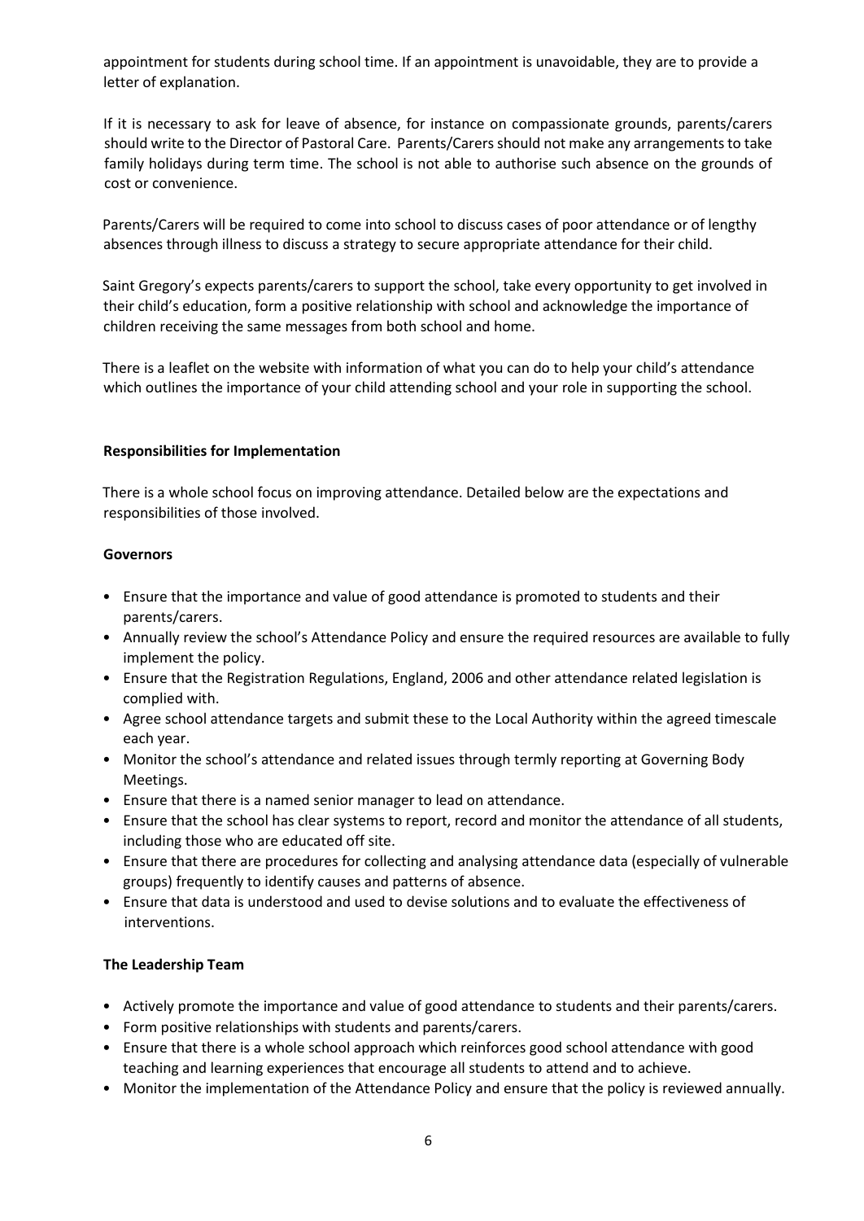appointment for students during school time. If an appointment is unavoidable, they are to provide a letter of explanation.

If it is necessary to ask for leave of absence, for instance on compassionate grounds, parents/carers should write to the Director of Pastoral Care. Parents/Carers should not make any arrangements to take family holidays during term time. The school is not able to authorise such absence on the grounds of cost or convenience.

Parents/Carers will be required to come into school to discuss cases of poor attendance or of lengthy absences through illness to discuss a strategy to secure appropriate attendance for their child.

Saint Gregory's expects parents/carers to support the school, take every opportunity to get involved in their child's education, form a positive relationship with school and acknowledge the importance of children receiving the same messages from both school and home.

There is a leaflet on the website with information of what you can do to help your child's attendance which outlines the importance of your child attending school and your role in supporting the school.

**Responsibilities for Implementation**

There is a whole school focus on improving attendance. Detailed below are the expectations and responsibilities of those involved.

**Governors**

- Ensure that the importance and value of good attendance is promoted to students and their parents/carers.
- Annually review the school's Attendance Policy and ensure the required resources are available to fully implement the policy.
- Ensure that the Registration Regulations, England, 2006 and other attendance related legislation is complied with.
- Agree school attendance targets and submit these to the Local Authority within the agreed timescale each year.
- Monitor the school's attendance and related issues through termly reporting at Governing Body Meetings.
- Ensure that there is a named senior manager to lead on attendance.
- Ensure that the school has clear systems to report, record and monitor the attendance of all students, including those who are educated off site.
- Ensure that there are procedures for collecting and analysing attendance data (especially of vulnerable groups) frequently to identify causes and patterns of absence.
- Ensure that data is understood and used to devise solutions and to evaluate the effectiveness of interventions.

**The Leadership Team**

- Actively promote the importance and value of good attendance to students and their parents/carers.
- Form positive relationships with students and parents/carers.
- Ensure that there is a whole school approach which reinforces good school attendance with good teaching and learning experiences that encourage all students to attend and to achieve.
- Monitor the implementation of the Attendance Policy and ensure that the policy is reviewed annually.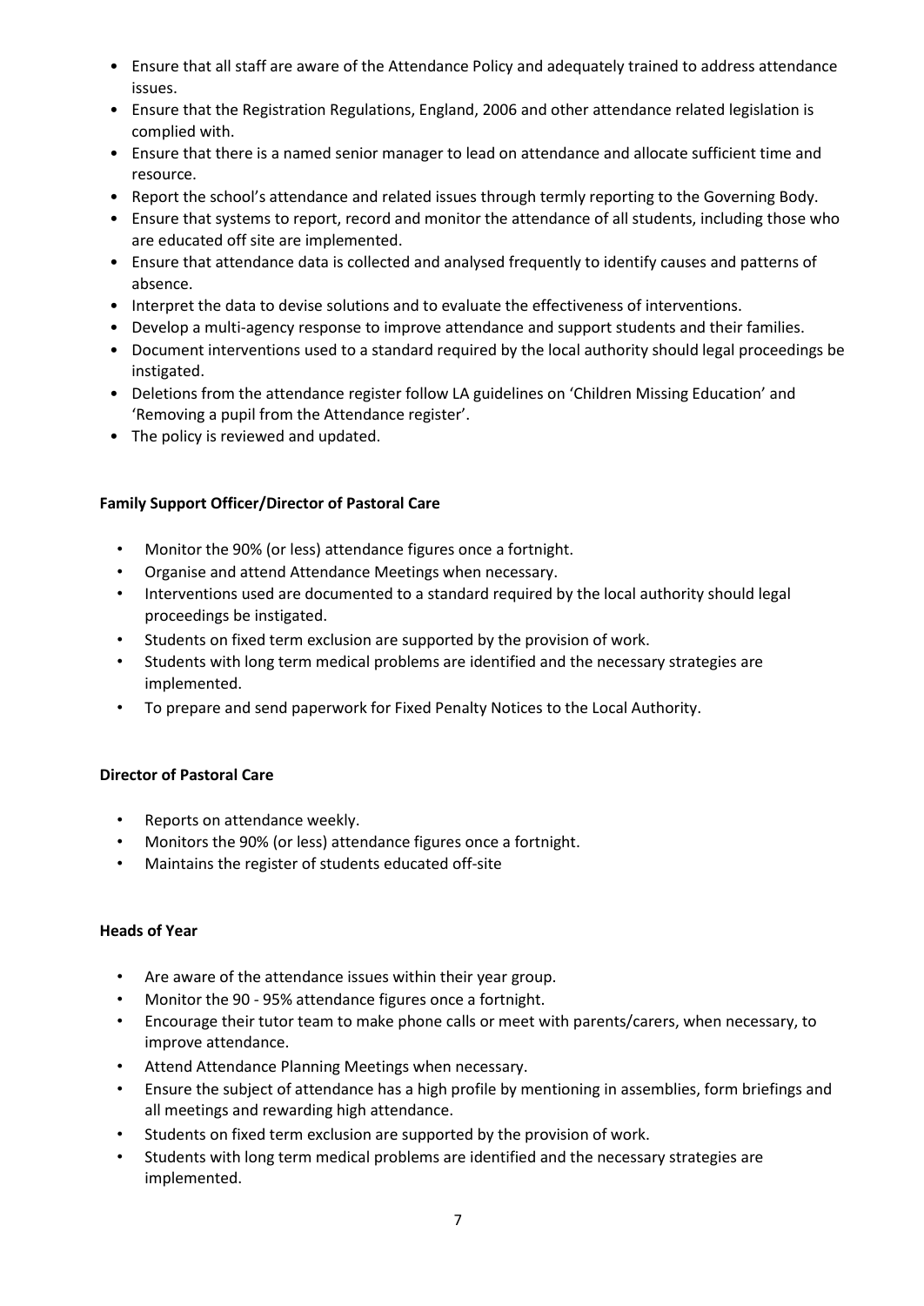- Ensure that all staff are aware of the Attendance Policy and adequately trained to address attendance issues.
- Ensure that the Registration Regulations, England, 2006 and other attendance related legislation is complied with.
- Ensure that there is a named senior manager to lead on attendance and allocate sufficient time and resource.
- Report the school's attendance and related issues through termly reporting to the Governing Body.
- Ensure that systems to report, record and monitor the attendance of all students, including those who are educated off site are implemented.
- Ensure that attendance data is collected and analysed frequently to identify causes and patterns of absence.
- Interpret the data to devise solutions and to evaluate the effectiveness of interventions.
- Develop a multi-agency response to improve attendance and support students and their families.
- Document interventions used to a standard required by the local authority should legal proceedings be instigated.
- Deletions from the attendance register follow LA guidelines on 'Children Missing Education' and 'Removing a pupil from the Attendance register'.
- The policy is reviewed and updated.

**Family Support Officer/Director of Pastoral Care**

- Monitor the 90% (or less) attendance figures once a fortnight.
- Organise and attend Attendance Meetings when necessary.
- Interventions used are documented to a standard required by the local authority should legal proceedings be instigated.
- Students on fixed term exclusion are supported by the provision of work.
- Students with long term medical problems are identified and the necessary strategies are implemented.
- To prepare and send paperwork for Fixed Penalty Notices to the Local Authority.

**Director of Pastoral Care**

- Reports on attendance weekly.
- Monitors the 90% (or less) attendance figures once a fortnight.
- Maintains the register of students educated off-site

**Heads of Year**

- Are aware of the attendance issues within their year group.
- Monitor the 90 - 95% attendance figures once a fortnight.
- Encourage their tutor team to make phone calls or meet with parents/carers, when necessary, to improve attendance.
- Attend Attendance Planning Meetings when necessary.
- Ensure the subject of attendance has a high profile by mentioning in assemblies, form briefings and all meetings and rewarding high attendance.
- Students on fixed term exclusion are supported by the provision of work.
- Students with long term medical problems are identified and the necessary strategies are implemented.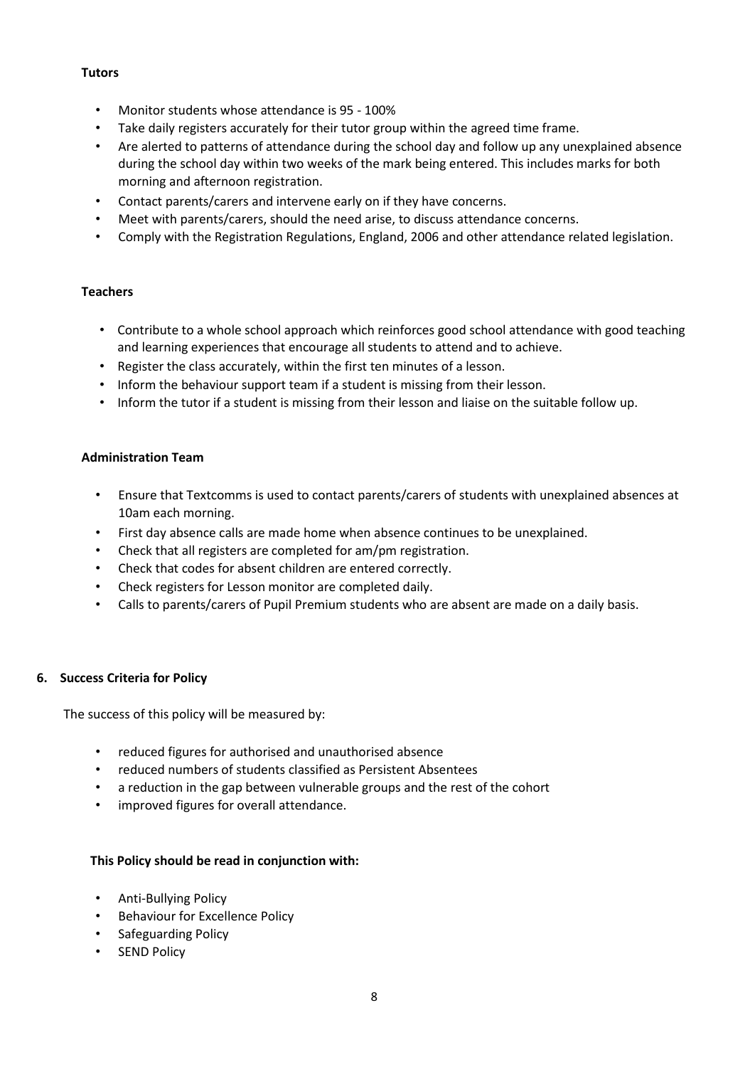**Tutors**

- Monitor students whose attendance is 95 - 100%
- Take daily registers accurately for their tutor group within the agreed time frame.
- Are alerted to patterns of attendance during the school day and follow up any unexplained absence during the school day within two weeks of the mark being entered. This includes marks for both morning and afternoon registration.
- Contact parents/carers and intervene early on if they have concerns.
- Meet with parents/carers, should the need arise, to discuss attendance concerns.
- Comply with the Registration Regulations, England, 2006 and other attendance related legislation.

**Teachers**

- Contribute to a whole school approach which reinforces good school attendance with good teaching and learning experiences that encourage all students to attend and to achieve.
- Register the class accurately, within the first ten minutes of a lesson.
- Inform the behaviour support team if a student is missing from their lesson.
- Inform the tutor if a student is missing from their lesson and liaise on the suitable follow up.

**Administration Team**

- Ensure that Textcomms is used to contact parents/carers of students with unexplained absences at 10am each morning.
- First day absence calls are made home when absence continues to be unexplained.
- Check that all registers are completed for am/pm registration.
- Check that codes for absent children are entered correctly.
- Check registers for Lesson monitor are completed daily.
- Calls to parents/carers of Pupil Premium students who are absent are made on a daily basis.

## 6. Success Criteria for Policy

The success of this policy will be measured by:

- reduced figures for authorised and unauthorised absence
- reduced numbers of students classified as Persistent Absentees
- a reduction in the gap between vulnerable groups and the rest of the cohort
- improved figures for overall attendance.

**This Policy should be read in conjunction with:**

- Anti-Bullying Policy
- Behaviour for Excellence Policy
- Safeguarding Policy
- SEND Policy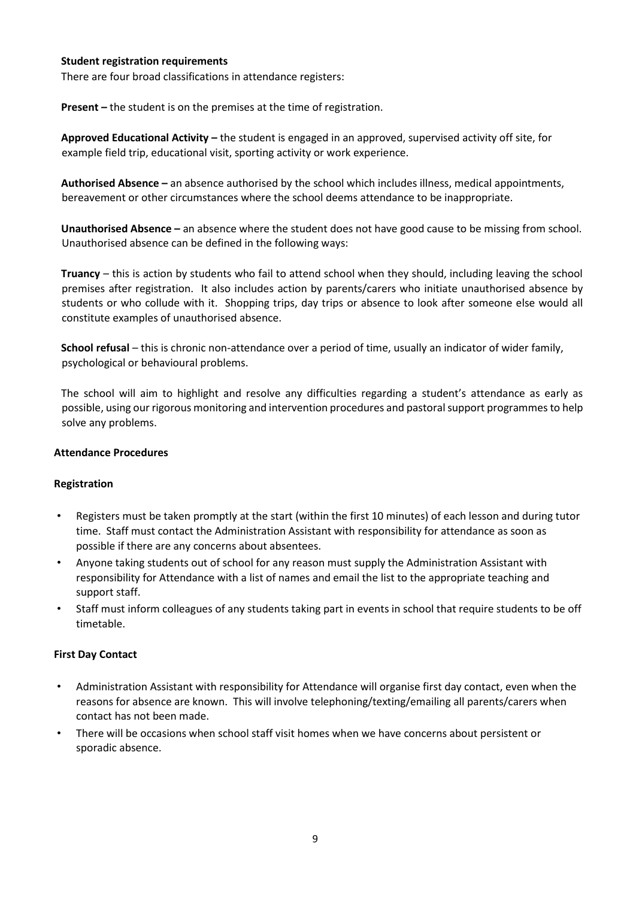**Student registration requirements**

There are four broad classifications in attendance registers:

**Present –** the student is on the premises at the time of registration.

**Approved Educational Activity –** the student is engaged in an approved, supervised activity off site, for example field trip, educational visit, sporting activity or work experience.

**Authorised Absence –** an absence authorised by the school which includes illness, medical appointments, bereavement or other circumstances where the school deems attendance to be inappropriate.

**Unauthorised Absence –** an absence where the student does not have good cause to be missing from school. Unauthorised absence can be defined in the following ways:

**Truancy** – this is action by students who fail to attend school when they should, including leaving the school premises after registration. It also includes action by parents/carers who initiate unauthorised absence by students or who collude with it. Shopping trips, day trips or absence to look after someone else would all constitute examples of unauthorised absence.

**School refusal** – this is chronic non-attendance over a period of time, usually an indicator of wider family, psychological or behavioural problems.

The school will aim to highlight and resolve any difficulties regarding a student's attendance as early as possible, using our rigorous monitoring and intervention procedures and pastoral support programmes to help solve any problems.

## Attendance Procedures

### Registration

- Registers must be taken promptly at the start (within the first 10 minutes) of each lesson and during tutor time. Staff must contact the Administration Assistant with responsibility for attendance as soon as possible if there are any concerns about absentees.
- Anyone taking students out of school for any reason must supply the Administration Assistant with responsibility for Attendance with a list of names and email the list to the appropriate teaching and support staff.
- Staff must inform colleagues of any students taking part in events in school that require students to be off timetable.

### First Day Contact

- Administration Assistant with responsibility for Attendance will organise first day contact, even when the reasons for absence are known. This will involve telephoning/texting/emailing all parents/carers when contact has not been made.
- There will be occasions when school staff visit homes when we have concerns about persistent or sporadic absence.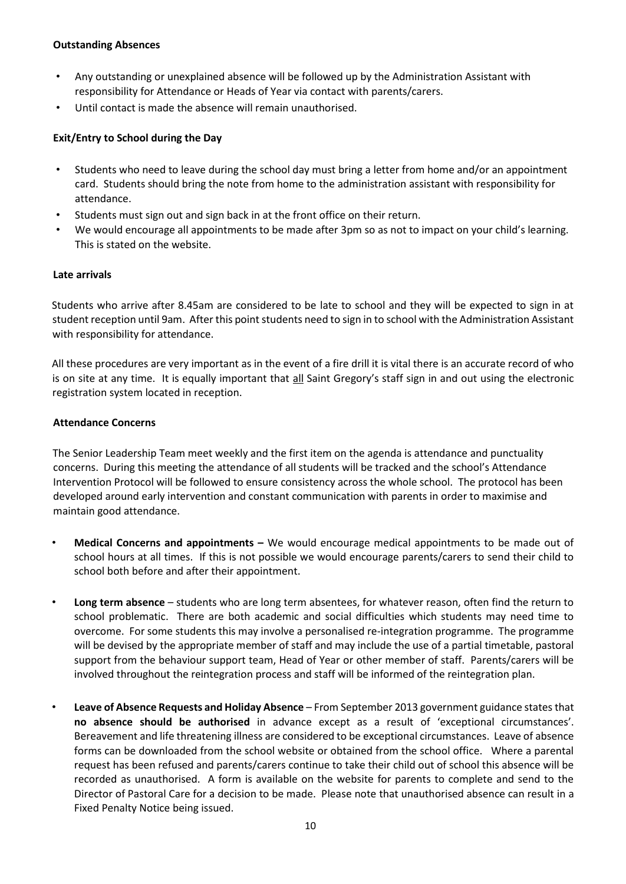### Outstanding Absences

- Any outstanding or unexplained absence will be followed up by the Administration Assistant with responsibility for Attendance or Heads of Year via contact with parents/carers.
- Until contact is made the absence will remain unauthorised.

### Exit/Entry to School during the Day

- Students who need to leave during the school day must bring a letter from home and/or an appointment card. Students should bring the note from home to the administration assistant with responsibility for attendance.
- Students must sign out and sign back in at the front office on their return.
- We would encourage all appointments to be made after 3pm so as not to impact on your child's learning. This is stated on the website.

### Late arrivals

Students who arrive after 8.45am are considered to be late to school and they will be expected to sign in at student reception until 9am. After this point students need to sign in to school with the Administration Assistant with responsibility for attendance.

All these procedures are very important as in the event of a fire drill it is vital there is an accurate record of who is on site at any time. It is equally important that <u>all</u> Saint Gregory's staff sign in and out using the electronic registration system located in reception.

### Attendance Concerns

The Senior Leadership Team meet weekly and the first item on the agenda is attendance and punctuality concerns. During this meeting the attendance of all students will be tracked and the school's Attendance Intervention Protocol will be followed to ensure consistency across the whole school. The protocol has been developed around early intervention and constant communication with parents in order to maximise and maintain good attendance.

- **Medical Concerns and appointments –** We would encourage medical appointments to be made out of school hours at all times. If this is not possible we would encourage parents/carers to send their child to school both before and after their appointment.

- **Long term absence** – students who are long term absentees, for whatever reason, often find the return to school problematic. There are both academic and social difficulties which students may need time to overcome. For some students this may involve a personalised re-integration programme. The programme will be devised by the appropriate member of staff and may include the use of a partial timetable, pastoral support from the behaviour support team, Head of Year or other member of staff. Parents/carers will be involved throughout the reintegration process and staff will be informed of the reintegration plan.

- **Leave of Absence Requests and Holiday Absence** – From September 2013 government guidance states that **no absence should be authorised** in advance except as a result of 'exceptional circumstances'. Bereavement and life threatening illness are considered to be exceptional circumstances. Leave of absence forms can be downloaded from the school website or obtained from the school office. Where a parental request has been refused and parents/carers continue to take their child out of school this absence will be recorded as unauthorised. A form is available on the website for parents to complete and send to the Director of Pastoral Care for a decision to be made. Please note that unauthorised absence can result in a Fixed Penalty Notice being issued.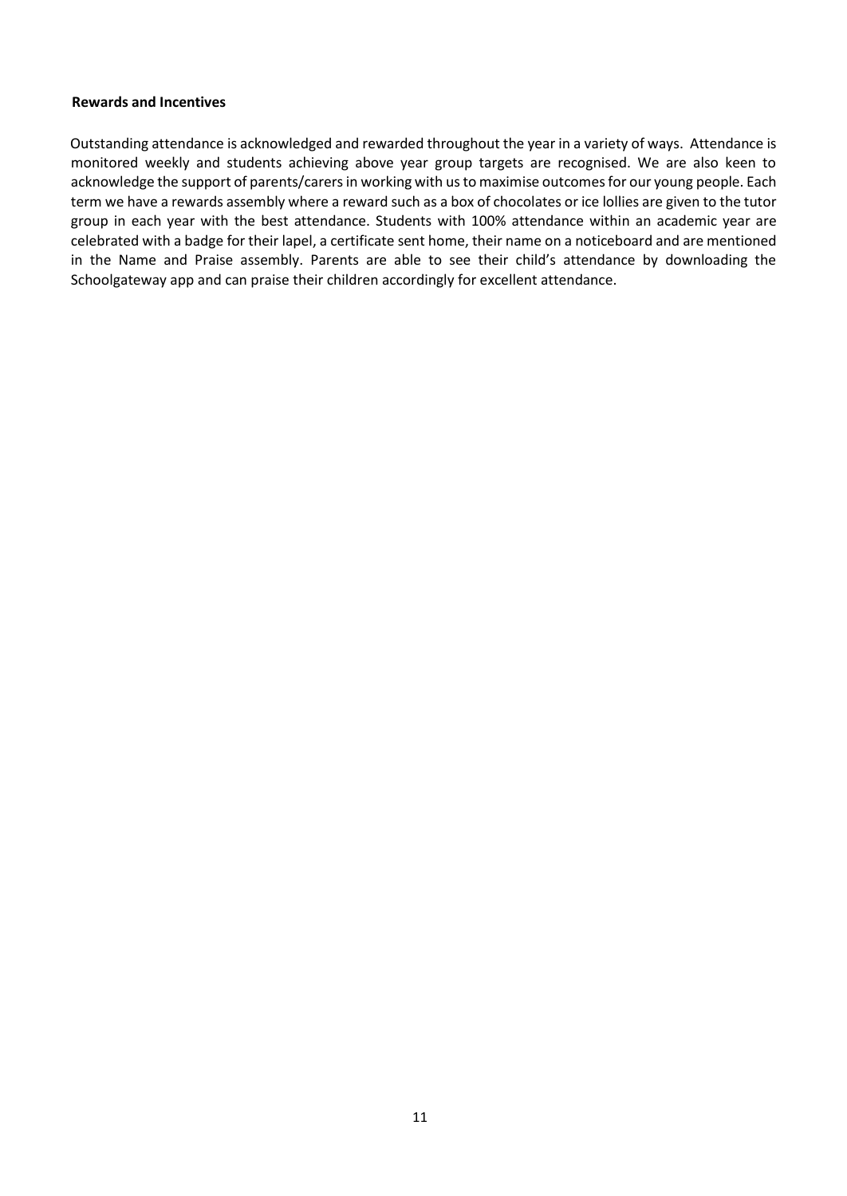**Rewards and Incentives**

Outstanding attendance is acknowledged and rewarded throughout the year in a variety of ways. Attendance is monitored weekly and students achieving above year group targets are recognised. We are also keen to acknowledge the support of parents/carers in working with us to maximise outcomes for our young people. Each term we have a rewards assembly where a reward such as a box of chocolates or ice lollies are given to the tutor group in each year with the best attendance. Students with 100% attendance within an academic year are celebrated with a badge for their lapel, a certificate sent home, their name on a noticeboard and are mentioned in the Name and Praise assembly. Parents are able to see their child's attendance by downloading the Schoolgateway app and can praise their children accordingly for excellent attendance.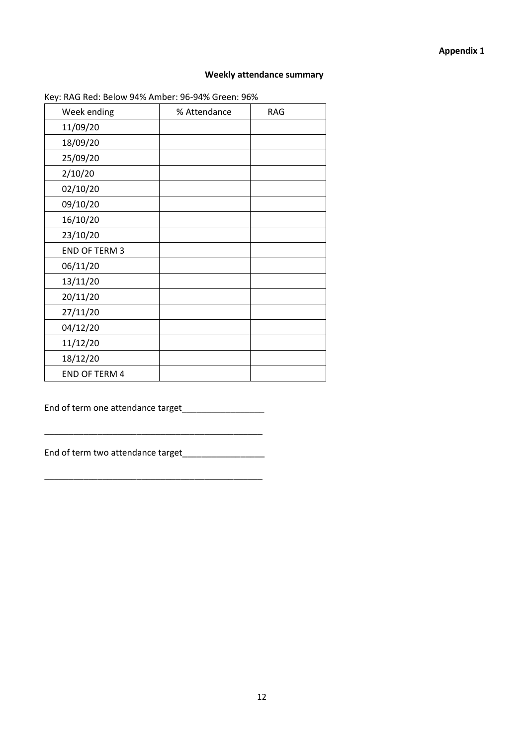**Appendix 1**

**Weekly attendance summary**

Key: RAG Red: Below 94% Amber: 96-94% Green: 96%

| Week ending | % Attendance | RAG |
|---|---|---|
| 11/09/20 | | |
| 18/09/20 | | |
| 25/09/20 | | |
| 2/10/20 | | |
| 02/10/20 | | |
| 09/10/20 | | |
| 16/10/20 | | |
| 23/10/20 | | |
| END OF TERM 3 | | |
| 06/11/20 | | |
| 13/11/20 | | |
| 20/11/20 | | |
| 27/11/20 | | |
| 04/12/20 | | |
| 11/12/20 | | |
| 18/12/20 | | |
| END OF TERM 4 | | |

End of term one attendance target_________________

______________________________________________

End of term two attendance target_________________

______________________________________________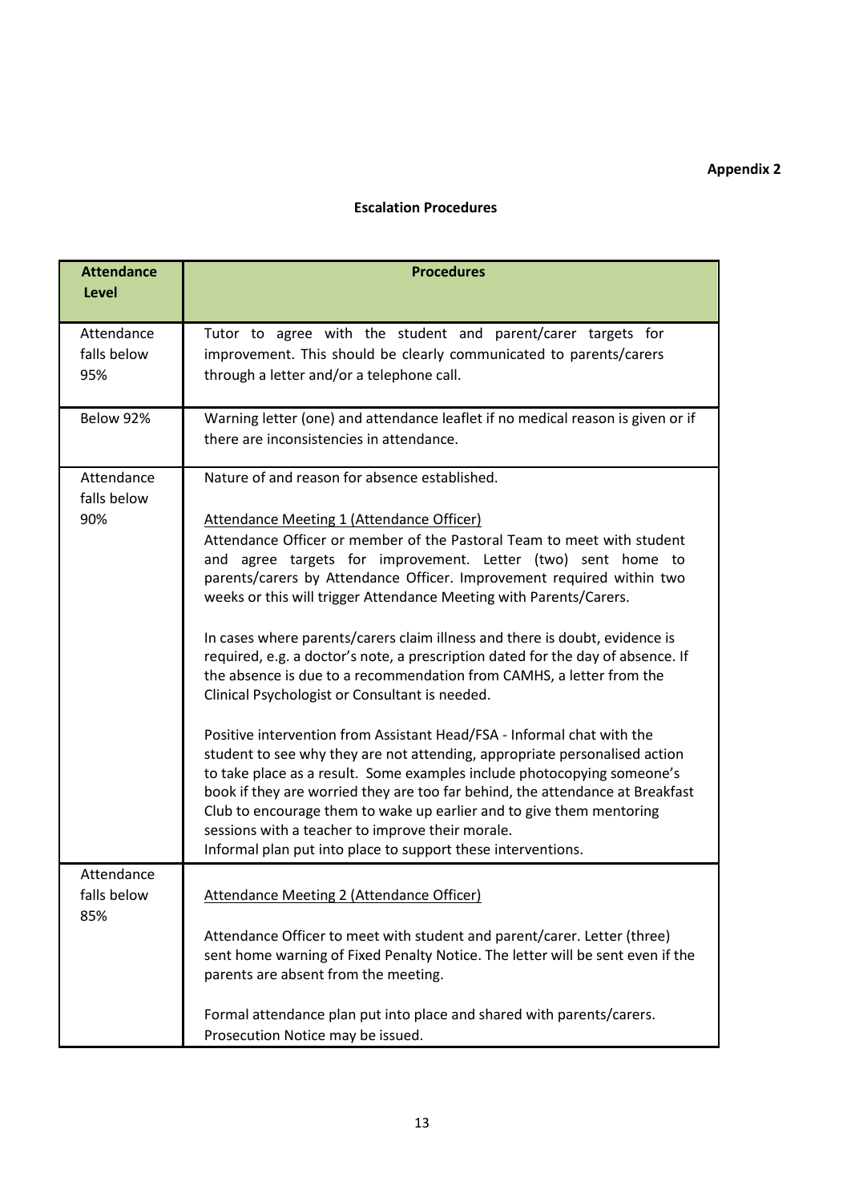**Appendix 2**

**Escalation Procedures**

| Attendance Level | Procedures |
|---|---|
| Attendance falls below 95% | Tutor to agree with the student and parent/carer targets for improvement. This should be clearly communicated to parents/carers through a letter and/or a telephone call. |
| Below 92% | Warning letter (one) and attendance leaflet if no medical reason is given or if there are inconsistencies in attendance. |
| Attendance falls below 90% | Nature of and reason for absence established.<br><br><u>Attendance Meeting 1 (Attendance Officer)</u><br>Attendance Officer or member of the Pastoral Team to meet with student and agree targets for improvement. Letter (two) sent home to parents/carers by Attendance Officer. Improvement required within two weeks or this will trigger Attendance Meeting with Parents/Carers.<br><br>In cases where parents/carers claim illness and there is doubt, evidence is required, e.g. a doctor's note, a prescription dated for the day of absence. If the absence is due to a recommendation from CAMHS, a letter from the Clinical Psychologist or Consultant is needed.<br><br>Positive intervention from Assistant Head/FSA - Informal chat with the student to see why they are not attending, appropriate personalised action to take place as a result. Some examples include photocopying someone's book if they are worried they are too far behind, the attendance at Breakfast Club to encourage them to wake up earlier and to give them mentoring sessions with a teacher to improve their morale.<br>Informal plan put into place to support these interventions. |
| Attendance falls below 85% | <u>Attendance Meeting 2 (Attendance Officer)</u><br><br>Attendance Officer to meet with student and parent/carer. Letter (three) sent home warning of Fixed Penalty Notice. The letter will be sent even if the parents are absent from the meeting.<br><br>Formal attendance plan put into place and shared with parents/carers. Prosecution Notice may be issued. |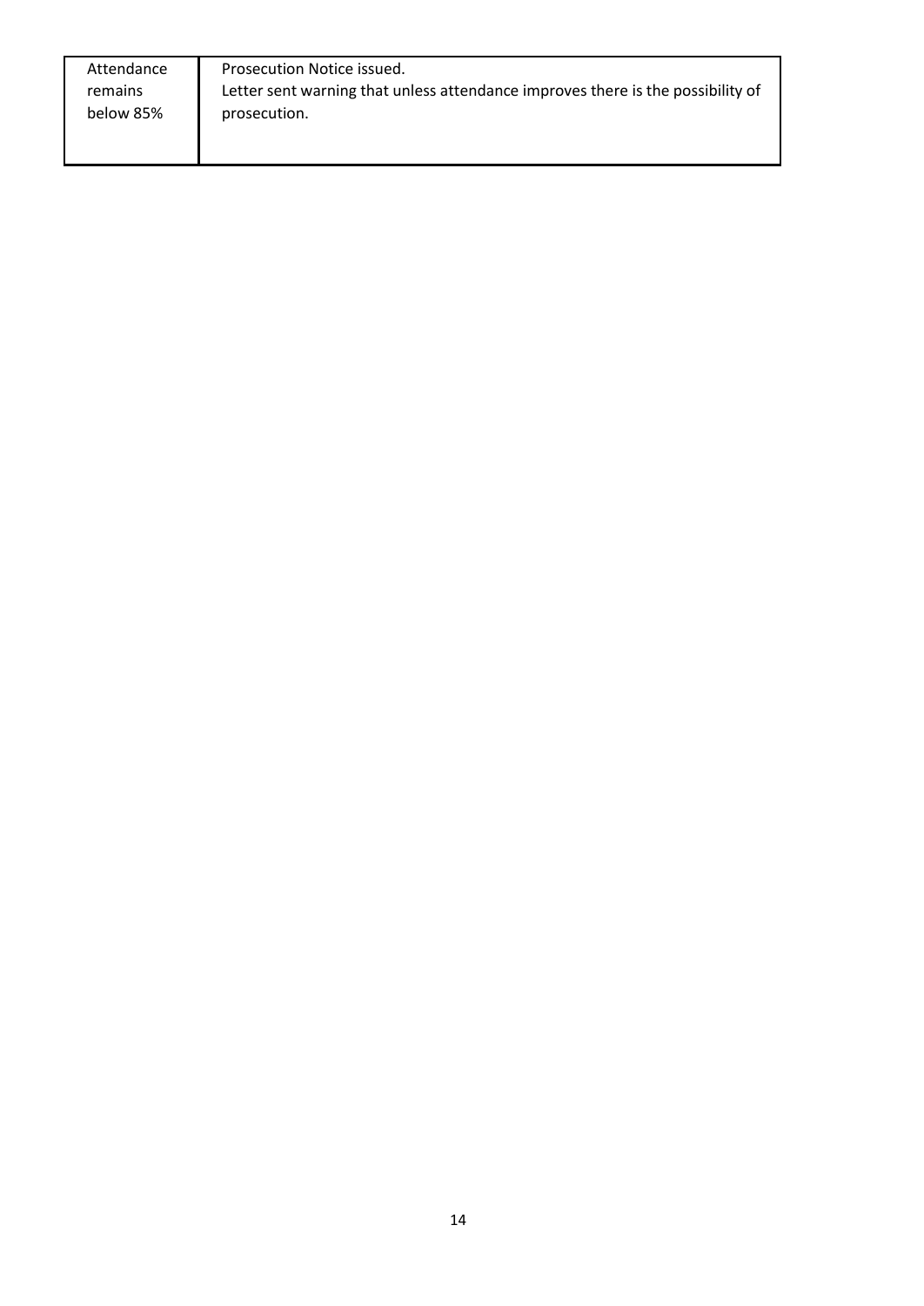| Attendance remains below 85% | Prosecution Notice issued.<br>Letter sent warning that unless attendance improves there is the possibility of prosecution. |
| --- | --- |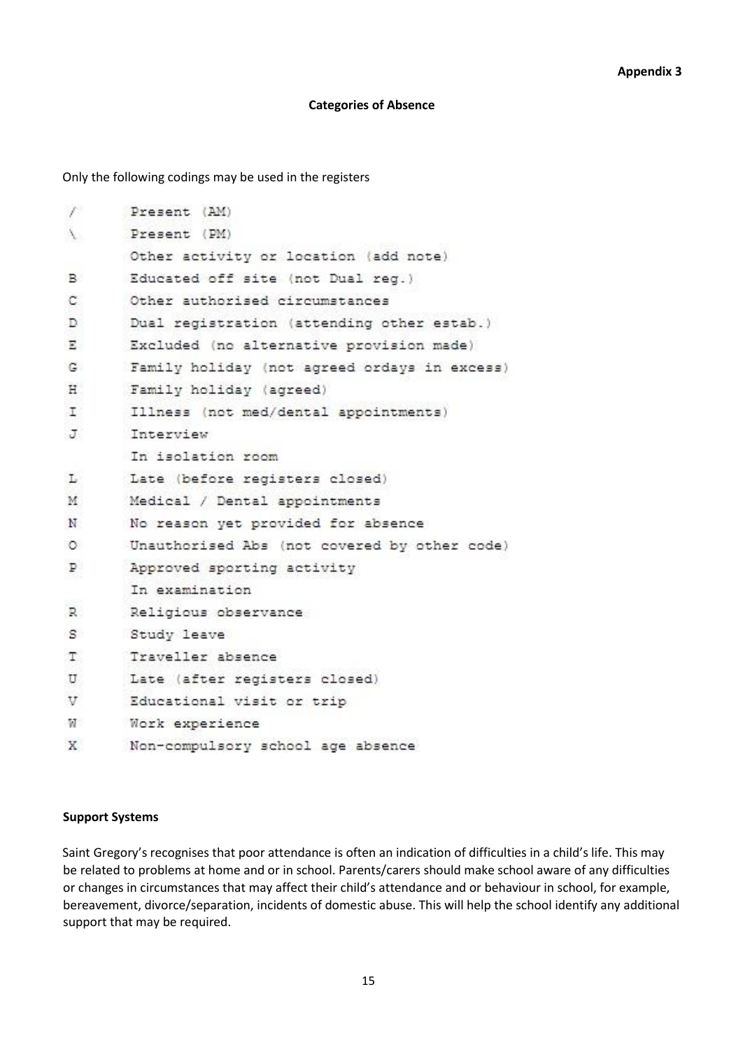**Appendix 3**

**Categories of Absence**

Only the following codings may be used in the registers

| | |
|---|---|
| / | Present (AM) |
| \ | Present (PM) |
| | Other activity or location (add note) |
| B | Educated off site (not Dual reg.) |
| C | Other authorised circumstances |
| D | Dual registration (attending other estab.) |
| E | Excluded (no alternative provision made) |
| G | Family holiday (not agreed ordays in excess) |
| H | Family holiday (agreed) |
| I | Illness (not med/dental appointments) |
| J | Interview |
| | In isolation room |
| L | Late (before registers closed) |
| M | Medical / Dental appointments |
| N | No reason yet provided for absence |
| O | Unauthorised Abs (not covered by other code) |
| P | Approved sporting activity |
| | In examination |
| R | Religious observance |
| S | Study leave |
| T | Traveller absence |
| U | Late (after registers closed) |
| V | Educational visit or trip |
| W | Work experience |
| X | Non-compulsory school age absence |

**Support Systems**

Saint Gregory's recognises that poor attendance is often an indication of difficulties in a child's life. This may be related to problems at home and or in school. Parents/carers should make school aware of any difficulties or changes in circumstances that may affect their child's attendance and or behaviour in school, for example, bereavement, divorce/separation, incidents of domestic abuse. This will help the school identify any additional support that may be required.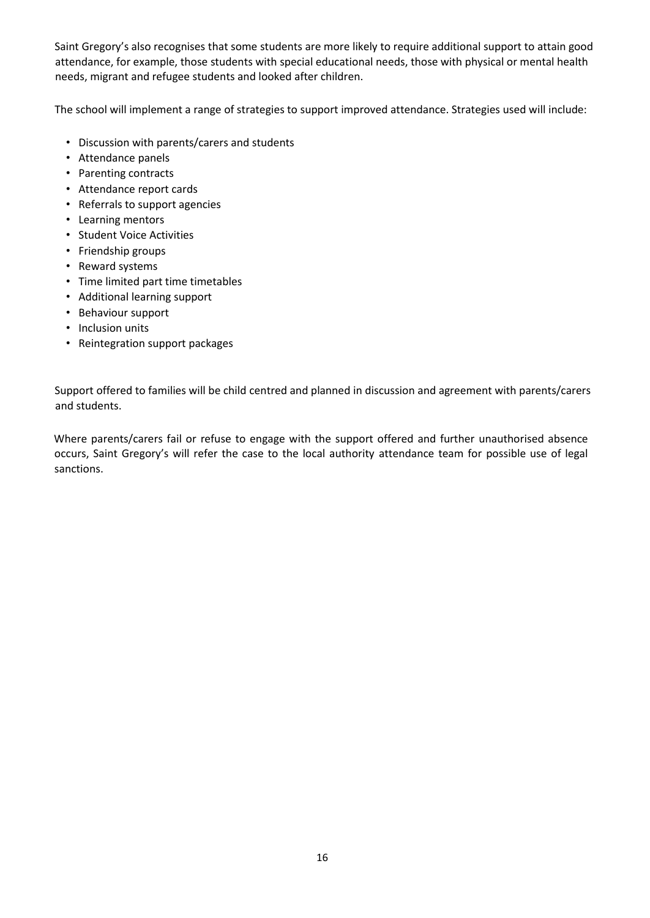Saint Gregory's also recognises that some students are more likely to require additional support to attain good attendance, for example, those students with special educational needs, those with physical or mental health needs, migrant and refugee students and looked after children.

The school will implement a range of strategies to support improved attendance. Strategies used will include:

- Discussion with parents/carers and students
- Attendance panels
- Parenting contracts
- Attendance report cards
- Referrals to support agencies
- Learning mentors
- Student Voice Activities
- Friendship groups
- Reward systems
- Time limited part time timetables
- Additional learning support
- Behaviour support
- Inclusion units
- Reintegration support packages

Support offered to families will be child centred and planned in discussion and agreement with parents/carers and students.

Where parents/carers fail or refuse to engage with the support offered and further unauthorised absence occurs, Saint Gregory's will refer the case to the local authority attendance team for possible use of legal sanctions.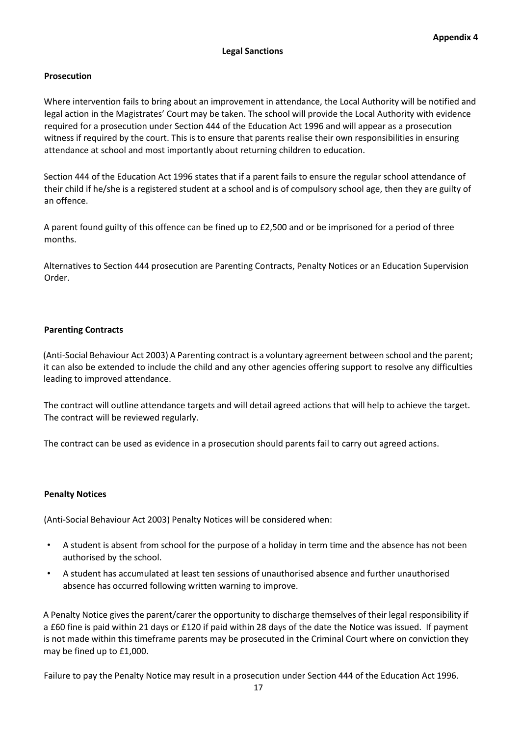**Appendix 4**

## Legal Sanctions

### Prosecution

Where intervention fails to bring about an improvement in attendance, the Local Authority will be notified and legal action in the Magistrates' Court may be taken. The school will provide the Local Authority with evidence required for a prosecution under Section 444 of the Education Act 1996 and will appear as a prosecution witness if required by the court. This is to ensure that parents realise their own responsibilities in ensuring attendance at school and most importantly about returning children to education.

Section 444 of the Education Act 1996 states that if a parent fails to ensure the regular school attendance of their child if he/she is a registered student at a school and is of compulsory school age, then they are guilty of an offence.

A parent found guilty of this offence can be fined up to £2,500 and or be imprisoned for a period of three months.

Alternatives to Section 444 prosecution are Parenting Contracts, Penalty Notices or an Education Supervision Order.

### Parenting Contracts

(Anti-Social Behaviour Act 2003) A Parenting contract is a voluntary agreement between school and the parent; it can also be extended to include the child and any other agencies offering support to resolve any difficulties leading to improved attendance.

The contract will outline attendance targets and will detail agreed actions that will help to achieve the target. The contract will be reviewed regularly.

The contract can be used as evidence in a prosecution should parents fail to carry out agreed actions.

### Penalty Notices

(Anti-Social Behaviour Act 2003) Penalty Notices will be considered when:

- A student is absent from school for the purpose of a holiday in term time and the absence has not been authorised by the school.
- A student has accumulated at least ten sessions of unauthorised absence and further unauthorised absence has occurred following written warning to improve.

A Penalty Notice gives the parent/carer the opportunity to discharge themselves of their legal responsibility if a £60 fine is paid within 21 days or £120 if paid within 28 days of the date the Notice was issued. If payment is not made within this timeframe parents may be prosecuted in the Criminal Court where on conviction they may be fined up to £1,000.

Failure to pay the Penalty Notice may result in a prosecution under Section 444 of the Education Act 1996.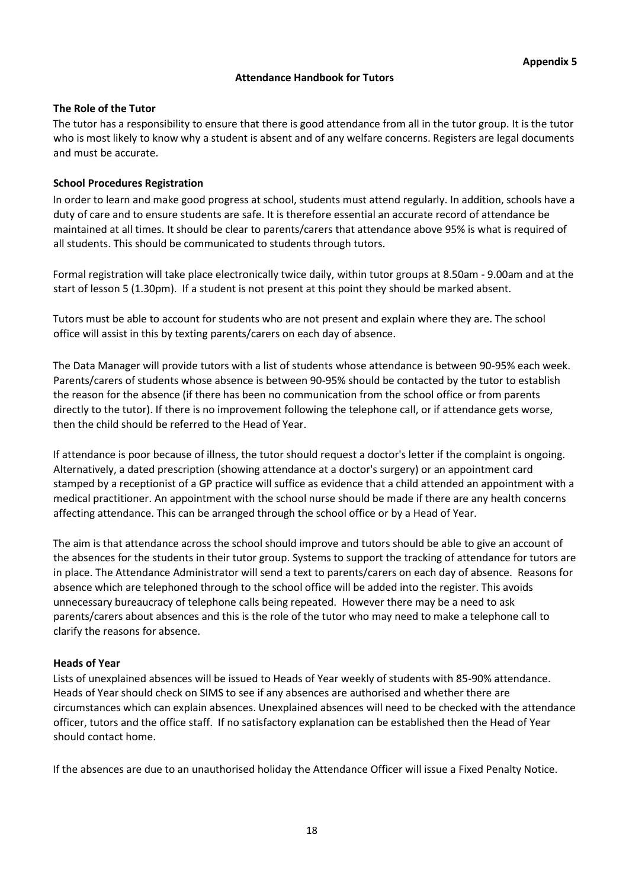**Appendix 5**

## Attendance Handbook for Tutors

### The Role of the Tutor

The tutor has a responsibility to ensure that there is good attendance from all in the tutor group. It is the tutor who is most likely to know why a student is absent and of any welfare concerns. Registers are legal documents and must be accurate.

### School Procedures Registration

In order to learn and make good progress at school, students must attend regularly. In addition, schools have a duty of care and to ensure students are safe. It is therefore essential an accurate record of attendance be maintained at all times. It should be clear to parents/carers that attendance above 95% is what is required of all students. This should be communicated to students through tutors.

Formal registration will take place electronically twice daily, within tutor groups at 8.50am - 9.00am and at the start of lesson 5 (1.30pm). If a student is not present at this point they should be marked absent.

Tutors must be able to account for students who are not present and explain where they are. The school office will assist in this by texting parents/carers on each day of absence.

The Data Manager will provide tutors with a list of students whose attendance is between 90-95% each week. Parents/carers of students whose absence is between 90-95% should be contacted by the tutor to establish the reason for the absence (if there has been no communication from the school office or from parents directly to the tutor). If there is no improvement following the telephone call, or if attendance gets worse, then the child should be referred to the Head of Year.

If attendance is poor because of illness, the tutor should request a doctor's letter if the complaint is ongoing. Alternatively, a dated prescription (showing attendance at a doctor's surgery) or an appointment card stamped by a receptionist of a GP practice will suffice as evidence that a child attended an appointment with a medical practitioner. An appointment with the school nurse should be made if there are any health concerns affecting attendance. This can be arranged through the school office or by a Head of Year.

The aim is that attendance across the school should improve and tutors should be able to give an account of the absences for the students in their tutor group. Systems to support the tracking of attendance for tutors are in place. The Attendance Administrator will send a text to parents/carers on each day of absence. Reasons for absence which are telephoned through to the school office will be added into the register. This avoids unnecessary bureaucracy of telephone calls being repeated. However there may be a need to ask parents/carers about absences and this is the role of the tutor who may need to make a telephone call to clarify the reasons for absence.

### Heads of Year

Lists of unexplained absences will be issued to Heads of Year weekly of students with 85-90% attendance. Heads of Year should check on SIMS to see if any absences are authorised and whether there are circumstances which can explain absences. Unexplained absences will need to be checked with the attendance officer, tutors and the office staff. If no satisfactory explanation can be established then the Head of Year should contact home.

If the absences are due to an unauthorised holiday the Attendance Officer will issue a Fixed Penalty Notice.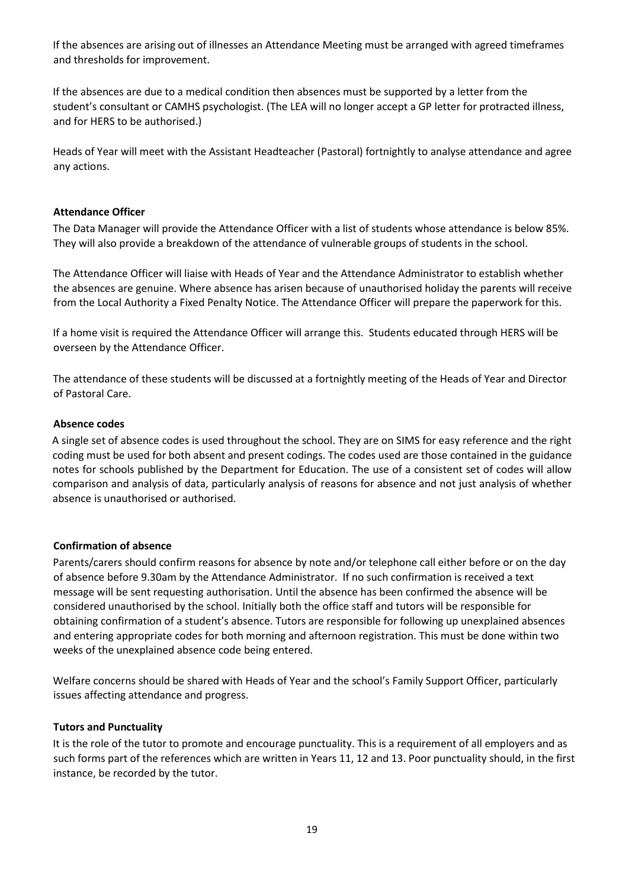If the absences are arising out of illnesses an Attendance Meeting must be arranged with agreed timeframes and thresholds for improvement.

If the absences are due to a medical condition then absences must be supported by a letter from the student's consultant or CAMHS psychologist. (The LEA will no longer accept a GP letter for protracted illness, and for HERS to be authorised.)

Heads of Year will meet with the Assistant Headteacher (Pastoral) fortnightly to analyse attendance and agree any actions.

**Attendance Officer**

The Data Manager will provide the Attendance Officer with a list of students whose attendance is below 85%. They will also provide a breakdown of the attendance of vulnerable groups of students in the school.

The Attendance Officer will liaise with Heads of Year and the Attendance Administrator to establish whether the absences are genuine. Where absence has arisen because of unauthorised holiday the parents will receive from the Local Authority a Fixed Penalty Notice. The Attendance Officer will prepare the paperwork for this.

If a home visit is required the Attendance Officer will arrange this. Students educated through HERS will be overseen by the Attendance Officer.

The attendance of these students will be discussed at a fortnightly meeting of the Heads of Year and Director of Pastoral Care.

**Absence codes**

A single set of absence codes is used throughout the school. They are on SIMS for easy reference and the right coding must be used for both absent and present codings. The codes used are those contained in the guidance notes for schools published by the Department for Education. The use of a consistent set of codes will allow comparison and analysis of data, particularly analysis of reasons for absence and not just analysis of whether absence is unauthorised or authorised.

**Confirmation of absence**

Parents/carers should confirm reasons for absence by note and/or telephone call either before or on the day of absence before 9.30am by the Attendance Administrator. If no such confirmation is received a text message will be sent requesting authorisation. Until the absence has been confirmed the absence will be considered unauthorised by the school. Initially both the office staff and tutors will be responsible for obtaining confirmation of a student's absence. Tutors are responsible for following up unexplained absences and entering appropriate codes for both morning and afternoon registration. This must be done within two weeks of the unexplained absence code being entered.

Welfare concerns should be shared with Heads of Year and the school's Family Support Officer, particularly issues affecting attendance and progress.

**Tutors and Punctuality**

It is the role of the tutor to promote and encourage punctuality. This is a requirement of all employers and as such forms part of the references which are written in Years 11, 12 and 13. Poor punctuality should, in the first instance, be recorded by the tutor.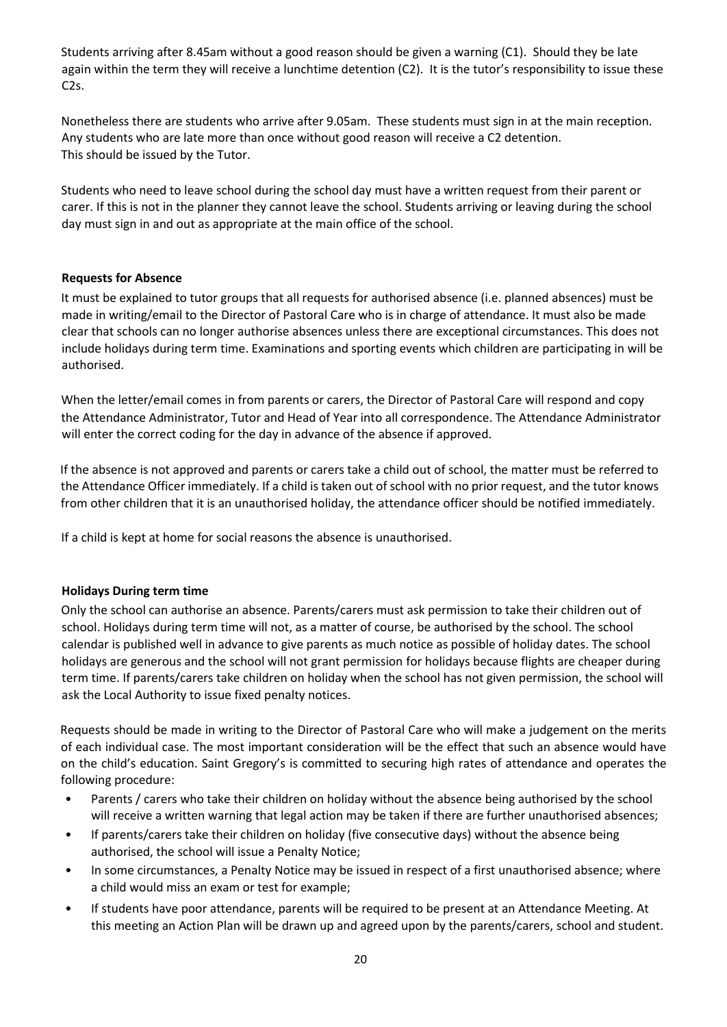Students arriving after 8.45am without a good reason should be given a warning (C1). Should they be late again within the term they will receive a lunchtime detention (C2). It is the tutor's responsibility to issue these C2s.

Nonetheless there are students who arrive after 9.05am. These students must sign in at the main reception. Any students who are late more than once without good reason will receive a C2 detention. This should be issued by the Tutor.

Students who need to leave school during the school day must have a written request from their parent or carer. If this is not in the planner they cannot leave the school. Students arriving or leaving during the school day must sign in and out as appropriate at the main office of the school.

**Requests for Absence**

It must be explained to tutor groups that all requests for authorised absence (i.e. planned absences) must be made in writing/email to the Director of Pastoral Care who is in charge of attendance. It must also be made clear that schools can no longer authorise absences unless there are exceptional circumstances. This does not include holidays during term time. Examinations and sporting events which children are participating in will be authorised.

When the letter/email comes in from parents or carers, the Director of Pastoral Care will respond and copy the Attendance Administrator, Tutor and Head of Year into all correspondence. The Attendance Administrator will enter the correct coding for the day in advance of the absence if approved.

If the absence is not approved and parents or carers take a child out of school, the matter must be referred to the Attendance Officer immediately. If a child is taken out of school with no prior request, and the tutor knows from other children that it is an unauthorised holiday, the attendance officer should be notified immediately.

If a child is kept at home for social reasons the absence is unauthorised.

**Holidays During term time**

Only the school can authorise an absence. Parents/carers must ask permission to take their children out of school. Holidays during term time will not, as a matter of course, be authorised by the school. The school calendar is published well in advance to give parents as much notice as possible of holiday dates. The school holidays are generous and the school will not grant permission for holidays because flights are cheaper during term time. If parents/carers take children on holiday when the school has not given permission, the school will ask the Local Authority to issue fixed penalty notices.

Requests should be made in writing to the Director of Pastoral Care who will make a judgement on the merits of each individual case. The most important consideration will be the effect that such an absence would have on the child's education. Saint Gregory's is committed to securing high rates of attendance and operates the following procedure:

- Parents / carers who take their children on holiday without the absence being authorised by the school will receive a written warning that legal action may be taken if there are further unauthorised absences;
- If parents/carers take their children on holiday (five consecutive days) without the absence being authorised, the school will issue a Penalty Notice;
- In some circumstances, a Penalty Notice may be issued in respect of a first unauthorised absence; where a child would miss an exam or test for example;
- If students have poor attendance, parents will be required to be present at an Attendance Meeting. At this meeting an Action Plan will be drawn up and agreed upon by the parents/carers, school and student.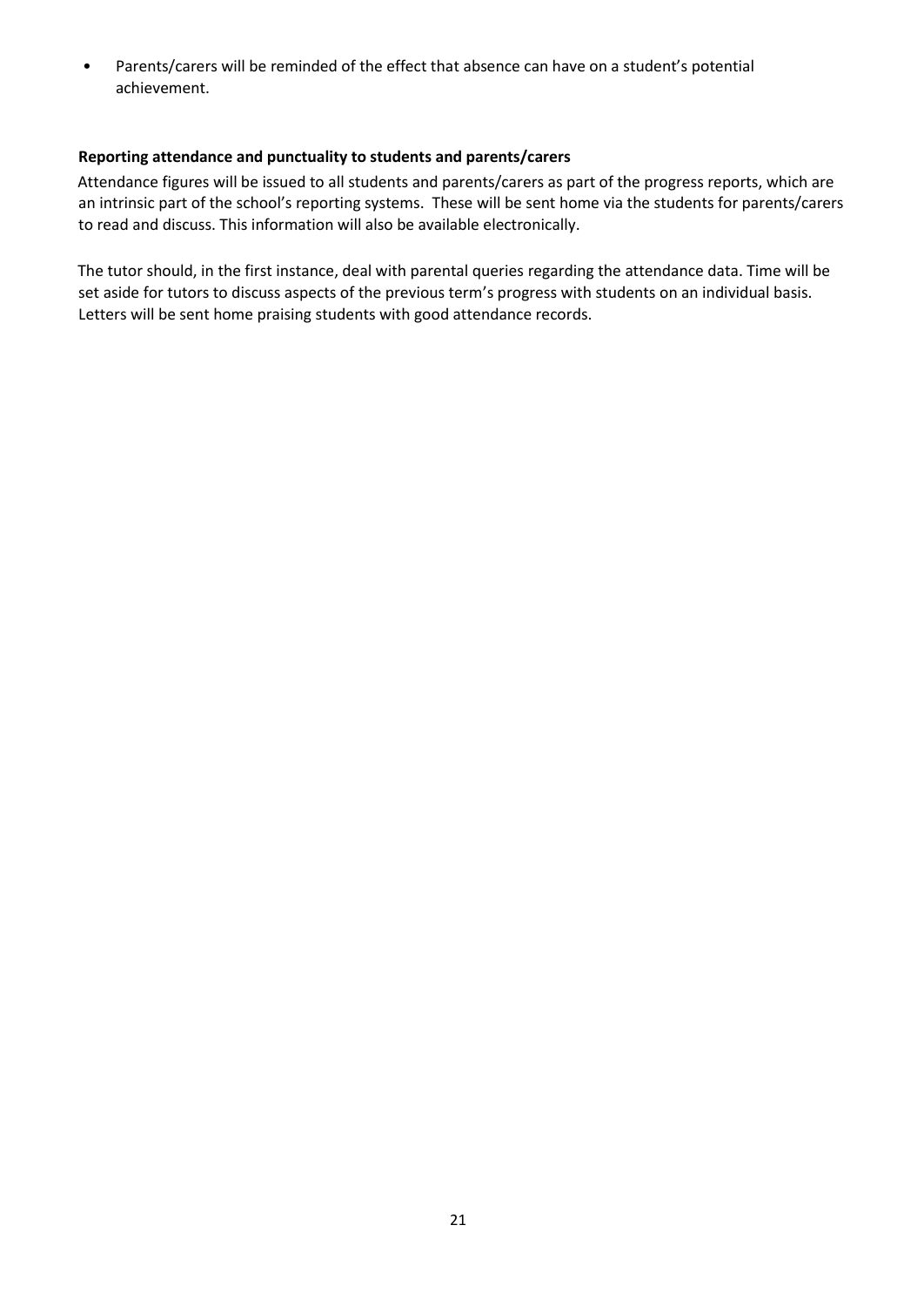- Parents/carers will be reminded of the effect that absence can have on a student's potential achievement.

**Reporting attendance and punctuality to students and parents/carers**

Attendance figures will be issued to all students and parents/carers as part of the progress reports, which are an intrinsic part of the school's reporting systems. These will be sent home via the students for parents/carers to read and discuss. This information will also be available electronically.

The tutor should, in the first instance, deal with parental queries regarding the attendance data. Time will be set aside for tutors to discuss aspects of the previous term's progress with students on an individual basis. Letters will be sent home praising students with good attendance records.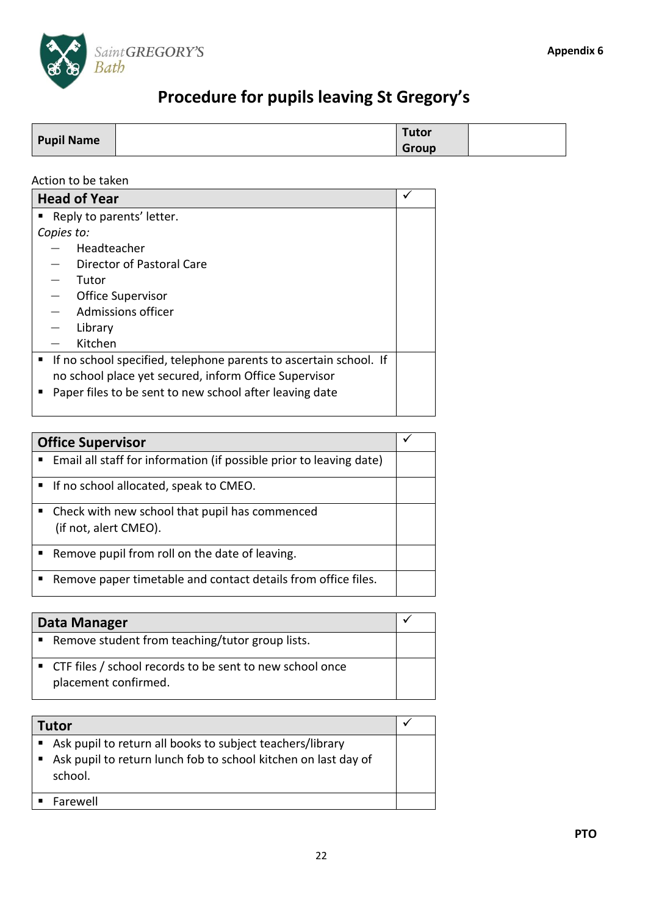Appendix 6

# Procedure for pupils leaving St Gregory's

| | | | |
|---|---|---|---|
| **Pupil Name** | | **Tutor Group** | |

Action to be taken

| **Head of Year** | ✓ |
|---|---|
| ▪ Reply to parents' letter.<br>*Copies to:*<br>– Headteacher<br>– Director of Pastoral Care<br>– Tutor<br>– Office Supervisor<br>– Admissions officer<br>– Library<br>– Kitchen | |
| ▪ If no school specified, telephone parents to ascertain school. If no school place yet secured, inform Office Supervisor<br>▪ Paper files to be sent to new school after leaving date | |

| **Office Supervisor** | ✓ |
|---|---|
| ▪ Email all staff for information (if possible prior to leaving date) | |
| ▪ If no school allocated, speak to CMEO. | |
| ▪ Check with new school that pupil has commenced (if not, alert CMEO). | |
| ▪ Remove pupil from roll on the date of leaving. | |
| ▪ Remove paper timetable and contact details from office files. | |

| **Data Manager** | ✓ |
|---|---|
| ▪ Remove student from teaching/tutor group lists. | |
| ▪ CTF files / school records to be sent to new school once placement confirmed. | |

| **Tutor** | ✓ |
|---|---|
| ▪ Ask pupil to return all books to subject teachers/library<br>▪ Ask pupil to return lunch fob to school kitchen on last day of school. | |
| ▪ Farewell | |

PTO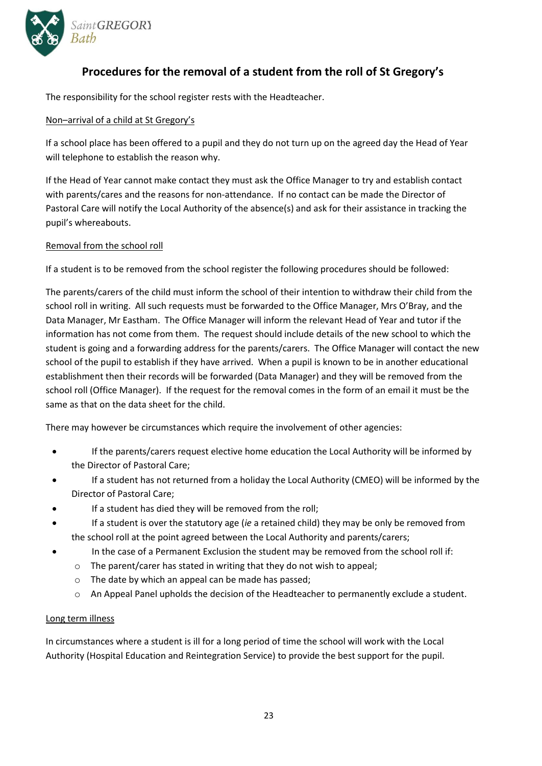## Procedures for the removal of a student from the roll of St Gregory's

The responsibility for the school register rests with the Headteacher.

Non–arrival of a child at St Gregory's

If a school place has been offered to a pupil and they do not turn up on the agreed day the Head of Year will telephone to establish the reason why.

If the Head of Year cannot make contact they must ask the Office Manager to try and establish contact with parents/cares and the reasons for non-attendance. If no contact can be made the Director of Pastoral Care will notify the Local Authority of the absence(s) and ask for their assistance in tracking the pupil's whereabouts.

Removal from the school roll

If a student is to be removed from the school register the following procedures should be followed:

The parents/carers of the child must inform the school of their intention to withdraw their child from the school roll in writing. All such requests must be forwarded to the Office Manager, Mrs O'Bray, and the Data Manager, Mr Eastham. The Office Manager will inform the relevant Head of Year and tutor if the information has not come from them. The request should include details of the new school to which the student is going and a forwarding address for the parents/carers. The Office Manager will contact the new school of the pupil to establish if they have arrived. When a pupil is known to be in another educational establishment then their records will be forwarded (Data Manager) and they will be removed from the school roll (Office Manager). If the request for the removal comes in the form of an email it must be the same as that on the data sheet for the child.

There may however be circumstances which require the involvement of other agencies:

- If the parents/carers request elective home education the Local Authority will be informed by the Director of Pastoral Care;
- If a student has not returned from a holiday the Local Authority (CMEO) will be informed by the Director of Pastoral Care;
- If a student has died they will be removed from the roll;
- If a student is over the statutory age (*ie* a retained child) they may be only be removed from the school roll at the point agreed between the Local Authority and parents/carers;
- In the case of a Permanent Exclusion the student may be removed from the school roll if:
  - The parent/carer has stated in writing that they do not wish to appeal;
  - The date by which an appeal can be made has passed;
  - An Appeal Panel upholds the decision of the Headteacher to permanently exclude a student.

Long term illness

In circumstances where a student is ill for a long period of time the school will work with the Local Authority (Hospital Education and Reintegration Service) to provide the best support for the pupil.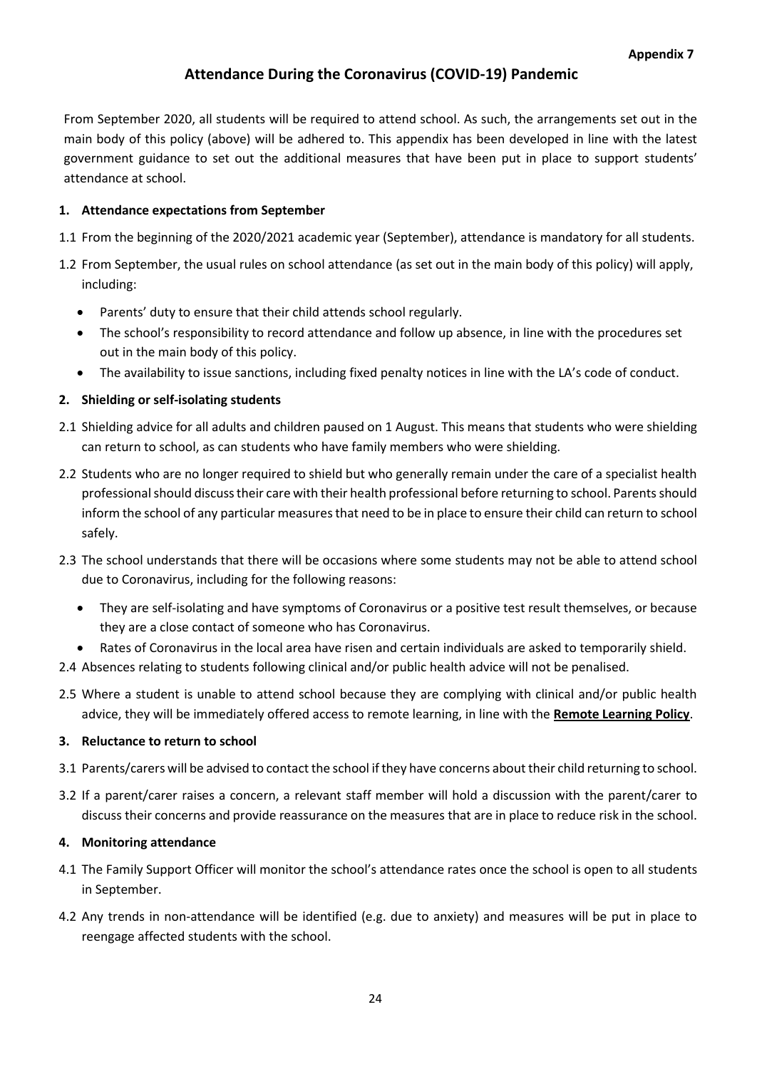**Appendix 7**

# Attendance During the Coronavirus (COVID-19) Pandemic

From September 2020, all students will be required to attend school. As such, the arrangements set out in the main body of this policy (above) will be adhered to. This appendix has been developed in line with the latest government guidance to set out the additional measures that have been put in place to support students' attendance at school.

## 1. Attendance expectations from September

1.1 From the beginning of the 2020/2021 academic year (September), attendance is mandatory for all students.

1.2 From September, the usual rules on school attendance (as set out in the main body of this policy) will apply, including:

- Parents' duty to ensure that their child attends school regularly.
- The school's responsibility to record attendance and follow up absence, in line with the procedures set out in the main body of this policy.
- The availability to issue sanctions, including fixed penalty notices in line with the LA's code of conduct.

## 2. Shielding or self-isolating students

2.1 Shielding advice for all adults and children paused on 1 August. This means that students who were shielding can return to school, as can students who have family members who were shielding.

2.2 Students who are no longer required to shield but who generally remain under the care of a specialist health professional should discuss their care with their health professional before returning to school. Parents should inform the school of any particular measures that need to be in place to ensure their child can return to school safely.

2.3 The school understands that there will be occasions where some students may not be able to attend school due to Coronavirus, including for the following reasons:

- They are self-isolating and have symptoms of Coronavirus or a positive test result themselves, or because they are a close contact of someone who has Coronavirus.
- Rates of Coronavirus in the local area have risen and certain individuals are asked to temporarily shield.

2.4 Absences relating to students following clinical and/or public health advice will not be penalised.

2.5 Where a student is unable to attend school because they are complying with clinical and/or public health advice, they will be immediately offered access to remote learning, in line with the **Remote Learning Policy**.

## 3. Reluctance to return to school

3.1 Parents/carers will be advised to contact the school if they have concerns about their child returning to school.

3.2 If a parent/carer raises a concern, a relevant staff member will hold a discussion with the parent/carer to discuss their concerns and provide reassurance on the measures that are in place to reduce risk in the school.

## 4. Monitoring attendance

4.1 The Family Support Officer will monitor the school's attendance rates once the school is open to all students in September.

4.2 Any trends in non-attendance will be identified (e.g. due to anxiety) and measures will be put in place to reengage affected students with the school.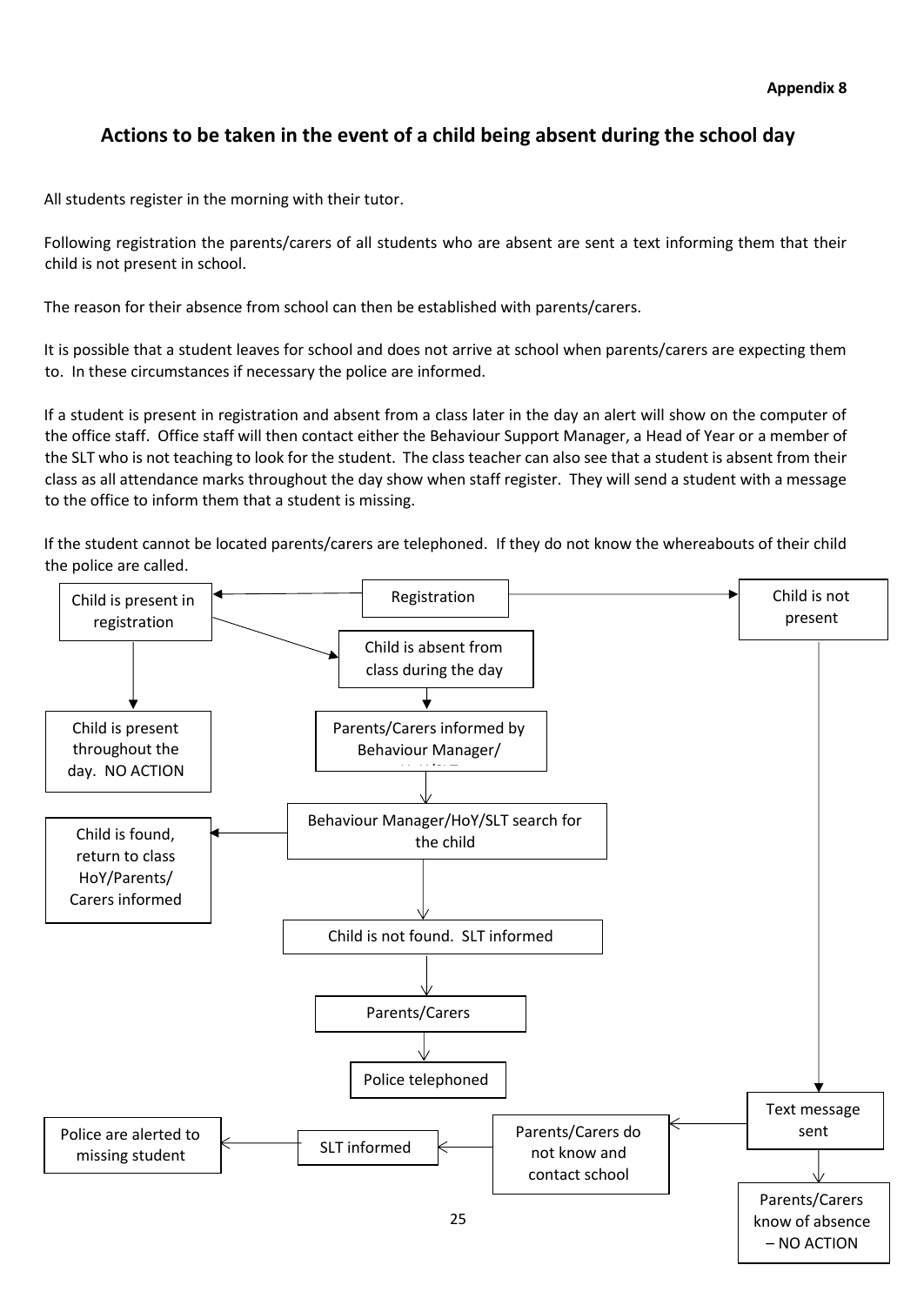**Appendix 8**

## Actions to be taken in the event of a child being absent during the school day

All students register in the morning with their tutor.

Following registration the parents/carers of all students who are absent are sent a text informing them that their child is not present in school.

The reason for their absence from school can then be established with parents/carers.

It is possible that a student leaves for school and does not arrive at school when parents/carers are expecting them to. In these circumstances if necessary the police are informed.

If a student is present in registration and absent from a class later in the day an alert will show on the computer of the office staff. Office staff will then contact either the Behaviour Support Manager, a Head of Year or a member of the SLT who is not teaching to look for the student. The class teacher can also see that a student is absent from their class as all attendance marks throughout the day show when staff register. They will send a student with a message to the office to inform them that a student is missing.

If the student cannot be located parents/carers are telephoned. If they do not know the whereabouts of their child the police are called.

Registration

Child is present in registration

Child is not present

Child is absent from class during the day

Child is present throughout the day. NO ACTION

Parents/Carers informed by Behaviour Manager/

Behaviour Manager/HoY/SLT search for the child

Child is found, return to class HoY/Parents/ Carers informed

Child is not found. SLT informed

Parents/Carers

Police telephoned

Text message sent

Parents/Carers do not know and contact school

SLT informed

Police are alerted to missing student

Parents/Carers know of absence – NO ACTION